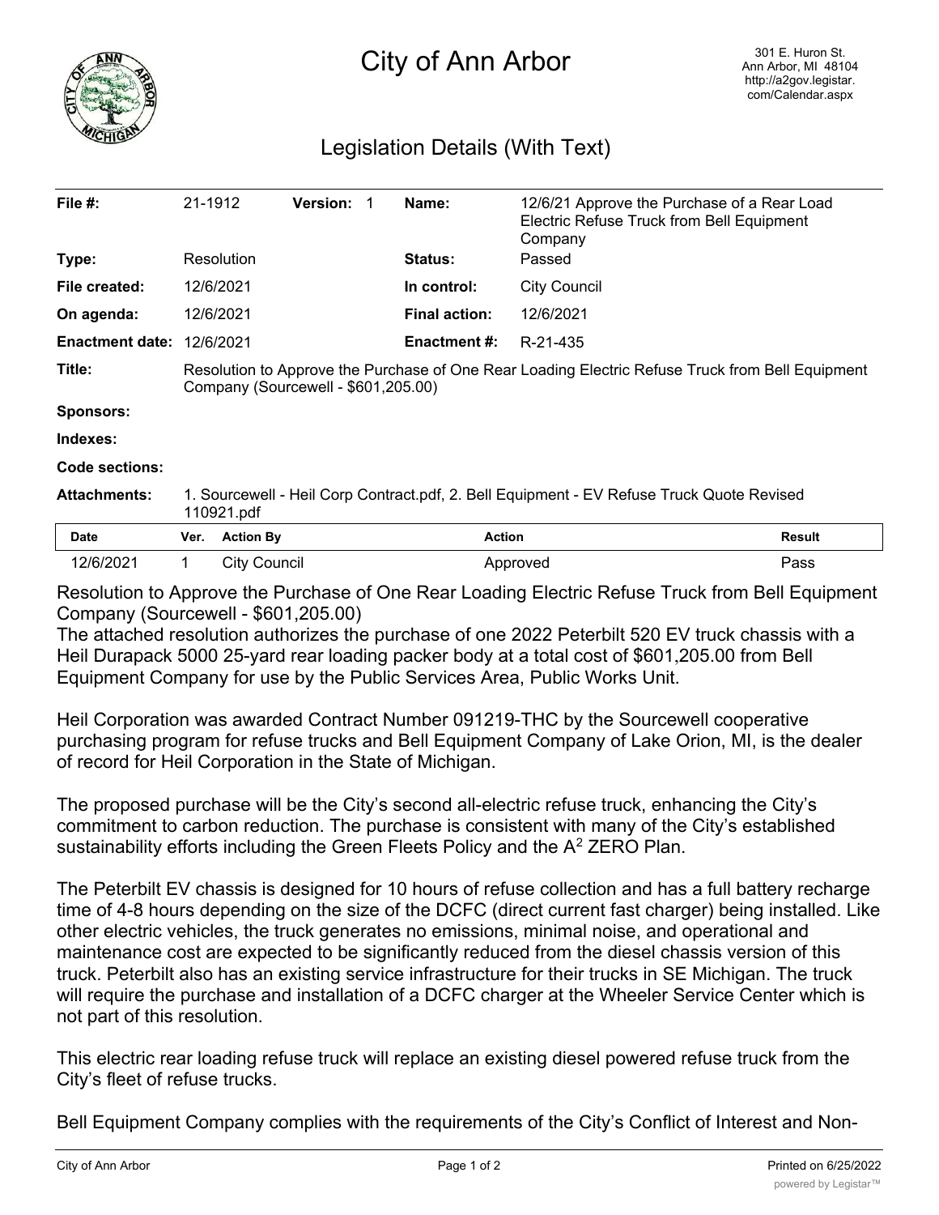# City of Ann Arbor

301 E. Huron St.
Ann Arbor, MI 48104
http://a2gov.legistar.com/Calendar.aspx

## Legislation Details (With Text)

| | | | | | |
|---|---|---|---|---|---|
| **File #:** | 21-1912 | **Version:** 1 | | **Name:** | 12/6/21 Approve the Purchase of a Rear Load Electric Refuse Truck from Bell Equipment Company |
| **Type:** | Resolution | | | **Status:** | Passed |
| **File created:** | 12/6/2021 | | | **In control:** | City Council |
| **On agenda:** | 12/6/2021 | | | **Final action:** | 12/6/2021 |
| **Enactment date:** | 12/6/2021 | | | **Enactment #:** | R-21-435 |

**Title:** Resolution to Approve the Purchase of One Rear Loading Electric Refuse Truck from Bell Equipment Company (Sourcewell - $601,205.00)

**Sponsors:**

**Indexes:**

**Code sections:**

**Attachments:** 1. Sourcewell - Heil Corp Contract.pdf, 2. Bell Equipment - EV Refuse Truck Quote Revised 110921.pdf

| Date | Ver. | Action By | Action | Result |
|---|---|---|---|---|
| 12/6/2021 | 1 | City Council | Approved | Pass |

Resolution to Approve the Purchase of One Rear Loading Electric Refuse Truck from Bell Equipment Company (Sourcewell - $601,205.00)

The attached resolution authorizes the purchase of one 2022 Peterbilt 520 EV truck chassis with a Heil Durapack 5000 25-yard rear loading packer body at a total cost of $601,205.00 from Bell Equipment Company for use by the Public Services Area, Public Works Unit.

Heil Corporation was awarded Contract Number 091219-THC by the Sourcewell cooperative purchasing program for refuse trucks and Bell Equipment Company of Lake Orion, MI, is the dealer of record for Heil Corporation in the State of Michigan.

The proposed purchase will be the City's second all-electric refuse truck, enhancing the City's commitment to carbon reduction. The purchase is consistent with many of the City's established sustainability efforts including the Green Fleets Policy and the $A^2$ ZERO Plan.

The Peterbilt EV chassis is designed for 10 hours of refuse collection and has a full battery recharge time of 4-8 hours depending on the size of the DCFC (direct current fast charger) being installed. Like other electric vehicles, the truck generates no emissions, minimal noise, and operational and maintenance cost are expected to be significantly reduced from the diesel chassis version of this truck. Peterbilt also has an existing service infrastructure for their trucks in SE Michigan. The truck will require the purchase and installation of a DCFC charger at the Wheeler Service Center which is not part of this resolution.

This electric rear loading refuse truck will replace an existing diesel powered refuse truck from the City's fleet of refuse trucks.

Bell Equipment Company complies with the requirements of the City's Conflict of Interest and Non-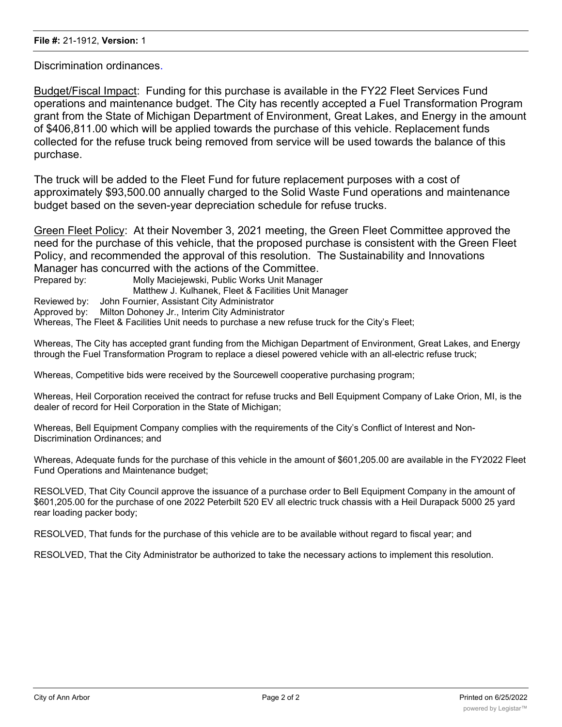Discrimination ordinances.

Budget/Fiscal Impact: Funding for this purchase is available in the FY22 Fleet Services Fund operations and maintenance budget. The City has recently accepted a Fuel Transformation Program grant from the State of Michigan Department of Environment, Great Lakes, and Energy in the amount of $406,811.00 which will be applied towards the purchase of this vehicle. Replacement funds collected for the refuse truck being removed from service will be used towards the balance of this purchase.

The truck will be added to the Fleet Fund for future replacement purposes with a cost of approximately $93,500.00 annually charged to the Solid Waste Fund operations and maintenance budget based on the seven-year depreciation schedule for refuse trucks.

Green Fleet Policy: At their November 3, 2021 meeting, the Green Fleet Committee approved the need for the purchase of this vehicle, that the proposed purchase is consistent with the Green Fleet Policy, and recommended the approval of this resolution. The Sustainability and Innovations Manager has concurred with the actions of the Committee.

Prepared by: Molly Maciejewski, Public Works Unit Manager
Matthew J. Kulhanek, Fleet & Facilities Unit Manager

Reviewed by: John Fournier, Assistant City Administrator

Approved by: Milton Dohoney Jr., Interim City Administrator

Whereas, The Fleet & Facilities Unit needs to purchase a new refuse truck for the City's Fleet;

Whereas, The City has accepted grant funding from the Michigan Department of Environment, Great Lakes, and Energy through the Fuel Transformation Program to replace a diesel powered vehicle with an all-electric refuse truck;

Whereas, Competitive bids were received by the Sourcewell cooperative purchasing program;

Whereas, Heil Corporation received the contract for refuse trucks and Bell Equipment Company of Lake Orion, MI, is the dealer of record for Heil Corporation in the State of Michigan;

Whereas, Bell Equipment Company complies with the requirements of the City's Conflict of Interest and Non-Discrimination Ordinances; and

Whereas, Adequate funds for the purchase of this vehicle in the amount of $601,205.00 are available in the FY2022 Fleet Fund Operations and Maintenance budget;

RESOLVED, That City Council approve the issuance of a purchase order to Bell Equipment Company in the amount of $601,205.00 for the purchase of one 2022 Peterbilt 520 EV all electric truck chassis with a Heil Durapack 5000 25 yard rear loading packer body;

RESOLVED, That funds for the purchase of this vehicle are to be available without regard to fiscal year; and

RESOLVED, That the City Administrator be authorized to take the necessary actions to implement this resolution.